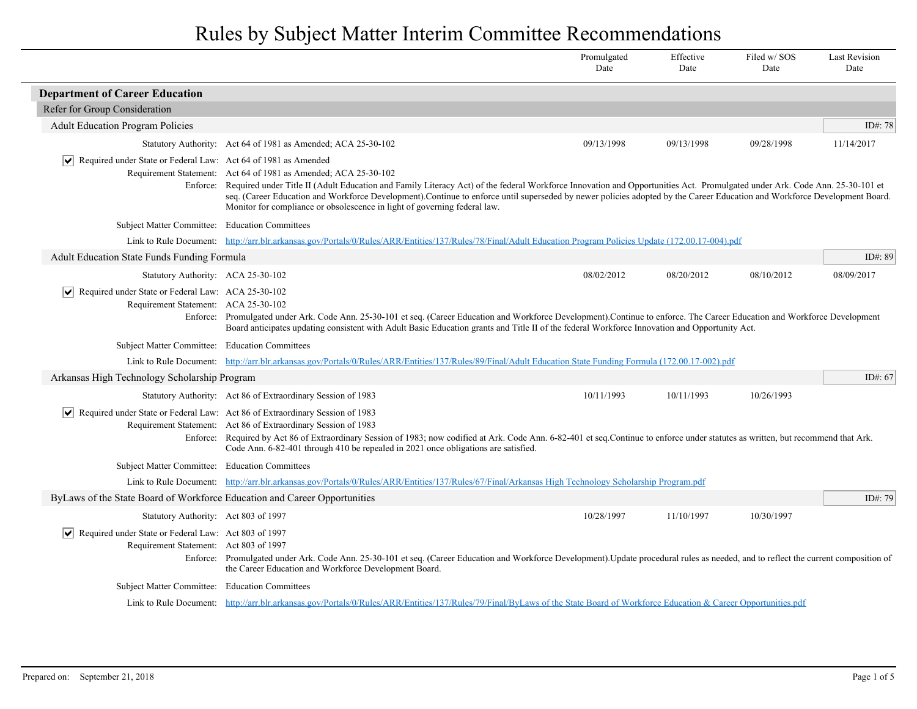# Rules by Subject Matter Interim Committee Recommendations

## Department of Career Education

### Refer for Group Consideration

#### Adult Education Program Policies

ID#: 78

| | | Promulgated Date | Effective Date | Filed w/ SOS Date | Last Revision Date |
|---|---|---|---|---|---|
| Statutory Authority: | Act 64 of 1981 as Amended; ACA 25-30-102 | 09/13/1998 | 09/13/1998 | 09/28/1998 | 11/14/2017 |

- [x] Required under State or Federal Law: Act 64 of 1981 as Amended

Requirement Statement: Act 64 of 1981 as Amended; ACA 25-30-102

Enforce: Required under Title II (Adult Education and Family Literacy Act) of the federal Workforce Innovation and Opportunities Act. Promulgated under Ark. Code Ann. 25-30-101 et seq. (Career Education and Workforce Development).Continue to enforce until superseded by newer policies adopted by the Career Education and Workforce Development Board. Monitor for compliance or obsolescence in light of governing federal law.

Subject Matter Committee: Education Committees

Link to Rule Document: http://arr.blr.arkansas.gov/Portals/0/Rules/ARR/Entities/137/Rules/78/Final/Adult Education Program Policies Update (172.00.17-004).pdf

#### Adult Education State Funds Funding Formula

ID#: 89

| | | Promulgated Date | Effective Date | Filed w/ SOS Date | Last Revision Date |
|---|---|---|---|---|---|
| Statutory Authority: | ACA 25-30-102 | 08/02/2012 | 08/20/2012 | 08/10/2012 | 08/09/2017 |

- [x] Required under State or Federal Law: ACA 25-30-102

Requirement Statement: ACA 25-30-102

Enforce: Promulgated under Ark. Code Ann. 25-30-101 et seq. (Career Education and Workforce Development).Continue to enforce. The Career Education and Workforce Development Board anticipates updating consistent with Adult Basic Education grants and Title II of the federal Workforce Innovation and Opportunity Act.

Subject Matter Committee: Education Committees

Link to Rule Document: http://arr.blr.arkansas.gov/Portals/0/Rules/ARR/Entities/137/Rules/89/Final/Adult Education State Funding Formula (172.00.17-002).pdf

#### Arkansas High Technology Scholarship Program

ID#: 67

| | | Promulgated Date | Effective Date | Filed w/ SOS Date | Last Revision Date |
|---|---|---|---|---|---|
| Statutory Authority: | Act 86 of Extraordinary Session of 1983 | 10/11/1993 | 10/11/1993 | 10/26/1993 | |

- [x] Required under State or Federal Law: Act 86 of Extraordinary Session of 1983

Requirement Statement: Act 86 of Extraordinary Session of 1983

Enforce: Required by Act 86 of Extraordinary Session of 1983; now codified at Ark. Code Ann. 6-82-401 et seq.Continue to enforce under statutes as written, but recommend that Ark. Code Ann. 6-82-401 through 410 be repealed in 2021 once obligations are satisfied.

Subject Matter Committee: Education Committees

Link to Rule Document: http://arr.blr.arkansas.gov/Portals/0/Rules/ARR/Entities/137/Rules/67/Final/Arkansas High Technology Scholarship Program.pdf

#### ByLaws of the State Board of Workforce Education and Career Opportunities

ID#: 79

| | | Promulgated Date | Effective Date | Filed w/ SOS Date | Last Revision Date |
|---|---|---|---|---|---|
| Statutory Authority: | Act 803 of 1997 | 10/28/1997 | 11/10/1997 | 10/30/1997 | |

- [x] Required under State or Federal Law: Act 803 of 1997

Requirement Statement: Act 803 of 1997

Enforce: Promulgated under Ark. Code Ann. 25-30-101 et seq. (Career Education and Workforce Development).Update procedural rules as needed, and to reflect the current composition of the Career Education and Workforce Development Board.

Subject Matter Committee: Education Committees

Link to Rule Document: http://arr.blr.arkansas.gov/Portals/0/Rules/ARR/Entities/137/Rules/79/Final/ByLaws of the State Board of Workforce Education & Career Opportunities.pdf

Prepared on: September 21, 2018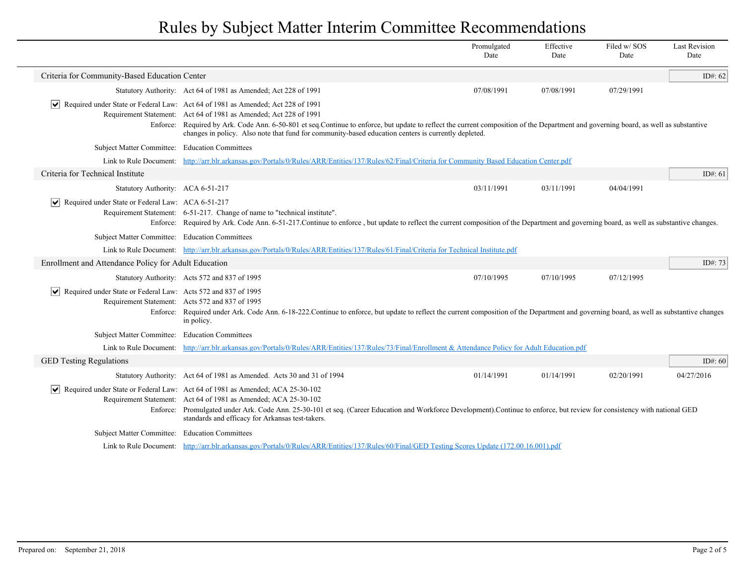# Rules by Subject Matter Interim Committee Recommendations

| | Promulgated Date | Effective Date | Filed w/ SOS Date | Last Revision Date |
|---|---|---|---|---|

## Criteria for Community-Based Education Center

ID#: 62

| | Promulgated Date | Effective Date | Filed w/ SOS Date | Last Revision Date |
|---|---|---|---|---|
| Statutory Authority: Act 64 of 1981 as Amended; Act 228 of 1991 | 07/08/1991 | 07/08/1991 | 07/29/1991 | |

☑ Required under State or Federal Law: Act 64 of 1981 as Amended; Act 228 of 1991

Requirement Statement: Act 64 of 1981 as Amended; Act 228 of 1991

Enforce: Required by Ark. Code Ann. 6-50-801 et seq.Continue to enforce, but update to reflect the current composition of the Department and governing board, as well as substantive changes in policy. Also note that fund for community-based education centers is currently depleted.

Subject Matter Committee: Education Committees

Link to Rule Document: [http://arr.blr.arkansas.gov/Portals/0/Rules/ARR/Entities/137/Rules/62/Final/Criteria for Community Based Education Center.pdf](http://arr.blr.arkansas.gov/Portals/0/Rules/ARR/Entities/137/Rules/62/Final/Criteria for Community Based Education Center.pdf)

## Criteria for Technical Institute

ID#: 61

| | Promulgated Date | Effective Date | Filed w/ SOS Date | Last Revision Date |
|---|---|---|---|---|
| Statutory Authority: ACA 6-51-217 | 03/11/1991 | 03/11/1991 | 04/04/1991 | |

☑ Required under State or Federal Law: ACA 6-51-217

Requirement Statement: 6-51-217. Change of name to "technical institute".

Enforce: Required by Ark. Code Ann. 6-51-217.Continue to enforce , but update to reflect the current composition of the Department and governing board, as well as substantive changes.

Subject Matter Committee: Education Committees

Link to Rule Document: [http://arr.blr.arkansas.gov/Portals/0/Rules/ARR/Entities/137/Rules/61/Final/Criteria for Technical Institute.pdf](http://arr.blr.arkansas.gov/Portals/0/Rules/ARR/Entities/137/Rules/61/Final/Criteria for Technical Institute.pdf)

## Enrollment and Attendance Policy for Adult Education

ID#: 73

| | Promulgated Date | Effective Date | Filed w/ SOS Date | Last Revision Date |
|---|---|---|---|---|
| Statutory Authority: Acts 572 and 837 of 1995 | 07/10/1995 | 07/10/1995 | 07/12/1995 | |

☑ Required under State or Federal Law: Acts 572 and 837 of 1995

Requirement Statement: Acts 572 and 837 of 1995

Enforce: Required under Ark. Code Ann. 6-18-222.Continue to enforce, but update to reflect the current composition of the Department and governing board, as well as substantive changes in policy.

Subject Matter Committee: Education Committees

Link to Rule Document: [http://arr.blr.arkansas.gov/Portals/0/Rules/ARR/Entities/137/Rules/73/Final/Enrollment & Attendance Policy for Adult Education.pdf](http://arr.blr.arkansas.gov/Portals/0/Rules/ARR/Entities/137/Rules/73/Final/Enrollment & Attendance Policy for Adult Education.pdf)

## GED Testing Regulations

ID#: 60

| | Promulgated Date | Effective Date | Filed w/ SOS Date | Last Revision Date |
|---|---|---|---|---|
| Statutory Authority: Act 64 of 1981 as Amended. Acts 30 and 31 of 1994 | 01/14/1991 | 01/14/1991 | 02/20/1991 | 04/27/2016 |

☑ Required under State or Federal Law: Act 64 of 1981 as Amended; ACA 25-30-102

Requirement Statement: Act 64 of 1981 as Amended; ACA 25-30-102

Enforce: Promulgated under Ark. Code Ann. 25-30-101 et seq. (Career Education and Workforce Development).Continue to enforce, but review for consistency with national GED standards and efficacy for Arkansas test-takers.

Subject Matter Committee: Education Committees

Link to Rule Document: [http://arr.blr.arkansas.gov/Portals/0/Rules/ARR/Entities/137/Rules/60/Final/GED Testing Scores Update (172.00.16.001).pdf](http://arr.blr.arkansas.gov/Portals/0/Rules/ARR/Entities/137/Rules/60/Final/GED Testing Scores Update (172.00.16.001).pdf)

Prepared on: September 21, 2018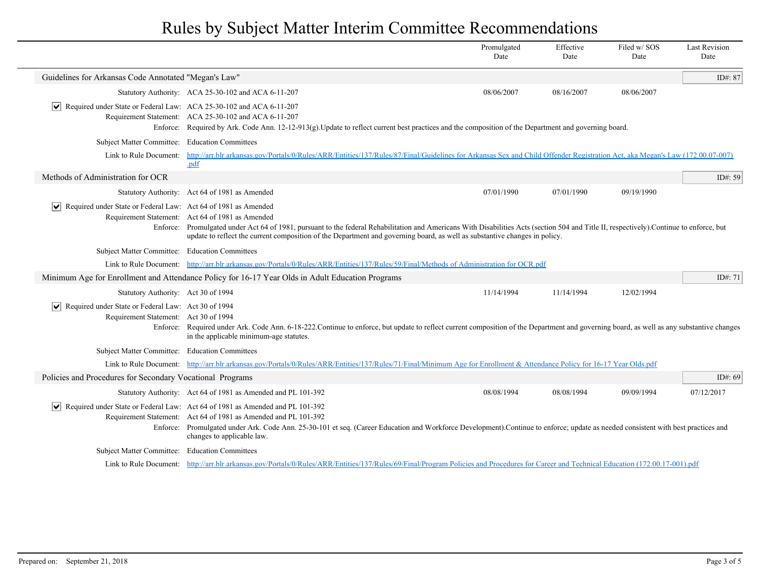# Rules by Subject Matter Interim Committee Recommendations

| | Promulgated Date | Effective Date | Filed w/ SOS Date | Last Revision Date |
|---|---|---|---|---|

## Guidelines for Arkansas Code Annotated "Megan's Law"

ID#: 87

| | Promulgated Date | Effective Date | Filed w/ SOS Date | Last Revision Date |
|---|---|---|---|---|
| Statutory Authority: ACA 25-30-102 and ACA 6-11-207 | 08/06/2007 | 08/16/2007 | 08/06/2007 | |

☑ Required under State or Federal Law: ACA 25-30-102 and ACA 6-11-207

Requirement Statement: ACA 25-30-102 and ACA 6-11-207

Enforce: Required by Ark. Code Ann. 12-12-913(g).Update to reflect current best practices and the composition of the Department and governing board.

Subject Matter Committee: Education Committees

Link to Rule Document: http://arr.blr.arkansas.gov/Portals/0/Rules/ARR/Entities/137/Rules/87/Final/Guidelines for Arkansas Sex and Child Offender Registration Act, aka Megan's Law (172.00.07-007).pdf

## Methods of Administration for OCR

ID#: 59

| | Promulgated Date | Effective Date | Filed w/ SOS Date | Last Revision Date |
|---|---|---|---|---|
| Statutory Authority: Act 64 of 1981 as Amended | 07/01/1990 | 07/01/1990 | 09/19/1990 | |

☑ Required under State or Federal Law: Act 64 of 1981 as Amended

Requirement Statement: Act 64 of 1981 as Amended

Enforce: Promulgated under Act 64 of 1981, pursuant to the federal Rehabilitation and Americans With Disabilities Acts (section 504 and Title II, respectively).Continue to enforce, but update to reflect the current composition of the Department and governing board, as well as substantive changes in policy.

Subject Matter Committee: Education Committees

Link to Rule Document: http://arr.blr.arkansas.gov/Portals/0/Rules/ARR/Entities/137/Rules/59/Final/Methods of Administration for OCR.pdf

## Minimum Age for Enrollment and Attendance Policy for 16-17 Year Olds in Adult Education Programs

ID#: 71

| | Promulgated Date | Effective Date | Filed w/ SOS Date | Last Revision Date |
|---|---|---|---|---|
| Statutory Authority: Act 30 of 1994 | 11/14/1994 | 11/14/1994 | 12/02/1994 | |

☑ Required under State or Federal Law: Act 30 of 1994

Requirement Statement: Act 30 of 1994

Enforce: Required under Ark. Code Ann. 6-18-222.Continue to enforce, but update to reflect current composition of the Department and governing board, as well as any substantive changes in the applicable minimum-age statutes.

Subject Matter Committee: Education Committees

Link to Rule Document: http://arr.blr.arkansas.gov/Portals/0/Rules/ARR/Entities/137/Rules/71/Final/Minimum Age for Enrollment & Attendance Policy for 16-17 Year Olds.pdf

## Policies and Procedures for Secondary Vocational Programs

ID#: 69

| | Promulgated Date | Effective Date | Filed w/ SOS Date | Last Revision Date |
|---|---|---|---|---|
| Statutory Authority: Act 64 of 1981 as Amended and PL 101-392 | 08/08/1994 | 08/08/1994 | 09/09/1994 | 07/12/2017 |

☑ Required under State or Federal Law: Act 64 of 1981 as Amended and PL 101-392

Requirement Statement: Act 64 of 1981 as Amended and PL 101-392

Enforce: Promulgated under Ark. Code Ann. 25-30-101 et seq. (Career Education and Workforce Development).Continue to enforce; update as needed consistent with best practices and changes to applicable law.

Subject Matter Committee: Education Committees

Link to Rule Document: http://arr.blr.arkansas.gov/Portals/0/Rules/ARR/Entities/137/Rules/69/Final/Program Policies and Procedures for Career and Technical Education (172.00.17-001).pdf

Prepared on: September 21, 2018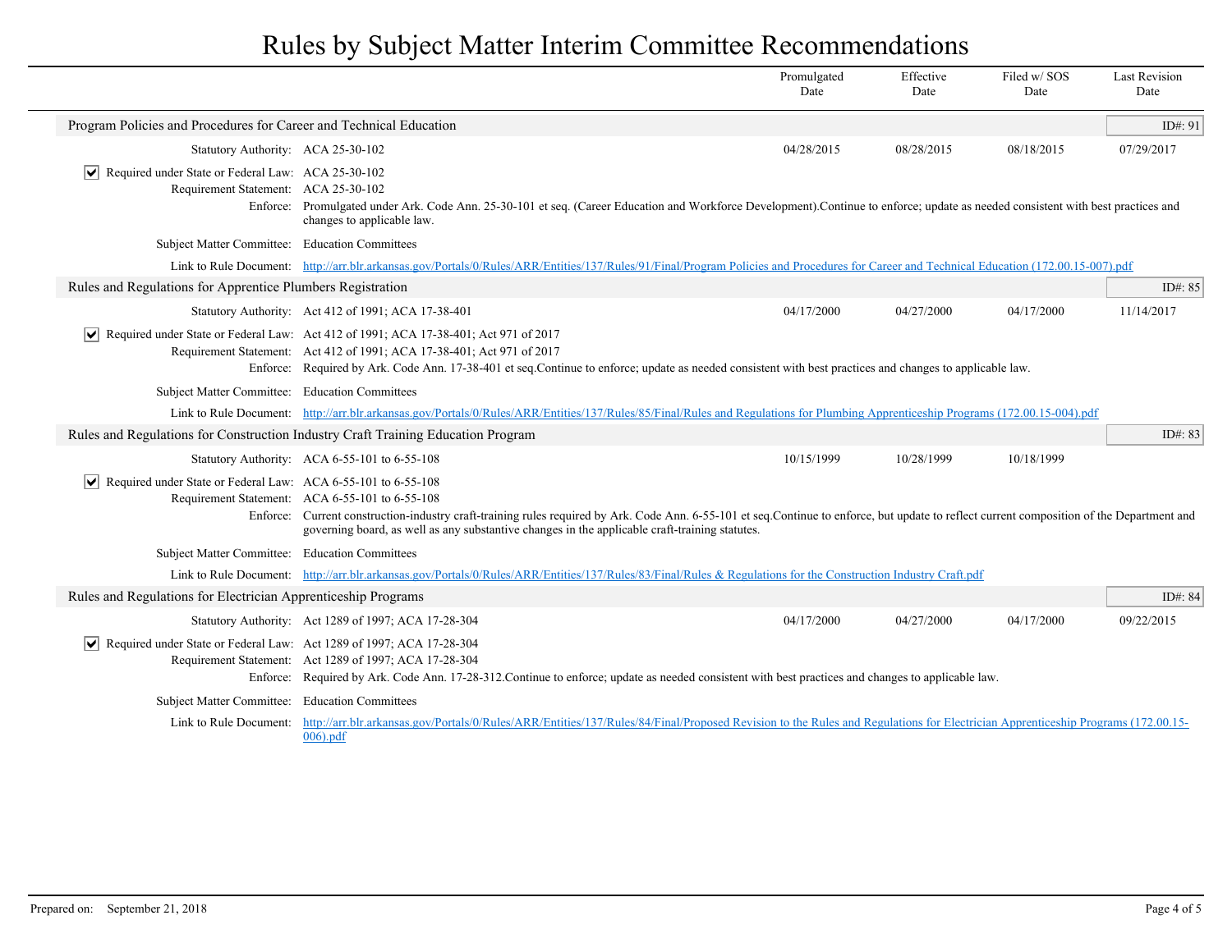# Rules by Subject Matter Interim Committee Recommendations

| | Promulgated Date | Effective Date | Filed w/ SOS Date | Last Revision Date |
|---|---|---|---|---|

## Program Policies and Procedures for Career and Technical Education

ID#: 91

| | Promulgated Date | Effective Date | Filed w/ SOS Date | Last Revision Date |
|---|---|---|---|---|
| Statutory Authority: ACA 25-30-102 | 04/28/2015 | 08/28/2015 | 08/18/2015 | 07/29/2017 |

- [x] Required under State or Federal Law: ACA 25-30-102

Requirement Statement: ACA 25-30-102

Enforce: Promulgated under Ark. Code Ann. 25-30-101 et seq. (Career Education and Workforce Development).Continue to enforce; update as needed consistent with best practices and changes to applicable law.

Subject Matter Committee: Education Committees

Link to Rule Document: http://arr.blr.arkansas.gov/Portals/0/Rules/ARR/Entities/137/Rules/91/Final/Program Policies and Procedures for Career and Technical Education (172.00.15-007).pdf

## Rules and Regulations for Apprentice Plumbers Registration

ID#: 85

| | Promulgated Date | Effective Date | Filed w/ SOS Date | Last Revision Date |
|---|---|---|---|---|
| Statutory Authority: Act 412 of 1991; ACA 17-38-401 | 04/17/2000 | 04/27/2000 | 04/17/2000 | 11/14/2017 |

- [x] Required under State or Federal Law: Act 412 of 1991; ACA 17-38-401; Act 971 of 2017

Requirement Statement: Act 412 of 1991; ACA 17-38-401; Act 971 of 2017

Enforce: Required by Ark. Code Ann. 17-38-401 et seq.Continue to enforce; update as needed consistent with best practices and changes to applicable law.

Subject Matter Committee: Education Committees

Link to Rule Document: http://arr.blr.arkansas.gov/Portals/0/Rules/ARR/Entities/137/Rules/85/Final/Rules and Regulations for Plumbing Apprenticeship Programs (172.00.15-004).pdf

## Rules and Regulations for Construction Industry Craft Training Education Program

ID#: 83

| | Promulgated Date | Effective Date | Filed w/ SOS Date | Last Revision Date |
|---|---|---|---|---|
| Statutory Authority: ACA 6-55-101 to 6-55-108 | 10/15/1999 | 10/28/1999 | 10/18/1999 | |

- [x] Required under State or Federal Law: ACA 6-55-101 to 6-55-108

Requirement Statement: ACA 6-55-101 to 6-55-108

Enforce: Current construction-industry craft-training rules required by Ark. Code Ann. 6-55-101 et seq.Continue to enforce, but update to reflect current composition of the Department and governing board, as well as any substantive changes in the applicable craft-training statutes.

Subject Matter Committee: Education Committees

Link to Rule Document: http://arr.blr.arkansas.gov/Portals/0/Rules/ARR/Entities/137/Rules/83/Final/Rules & Regulations for the Construction Industry Craft.pdf

## Rules and Regulations for Electrician Apprenticeship Programs

ID#: 84

| | Promulgated Date | Effective Date | Filed w/ SOS Date | Last Revision Date |
|---|---|---|---|---|
| Statutory Authority: Act 1289 of 1997; ACA 17-28-304 | 04/17/2000 | 04/27/2000 | 04/17/2000 | 09/22/2015 |

- [x] Required under State or Federal Law: Act 1289 of 1997; ACA 17-28-304

Requirement Statement: Act 1289 of 1997; ACA 17-28-304

Enforce: Required by Ark. Code Ann. 17-28-312.Continue to enforce; update as needed consistent with best practices and changes to applicable law.

Subject Matter Committee: Education Committees

Link to Rule Document: http://arr.blr.arkansas.gov/Portals/0/Rules/ARR/Entities/137/Rules/84/Final/Proposed Revision to the Rules and Regulations for Electrician Apprenticeship Programs (172.00.15-006).pdf

Prepared on: September 21, 2018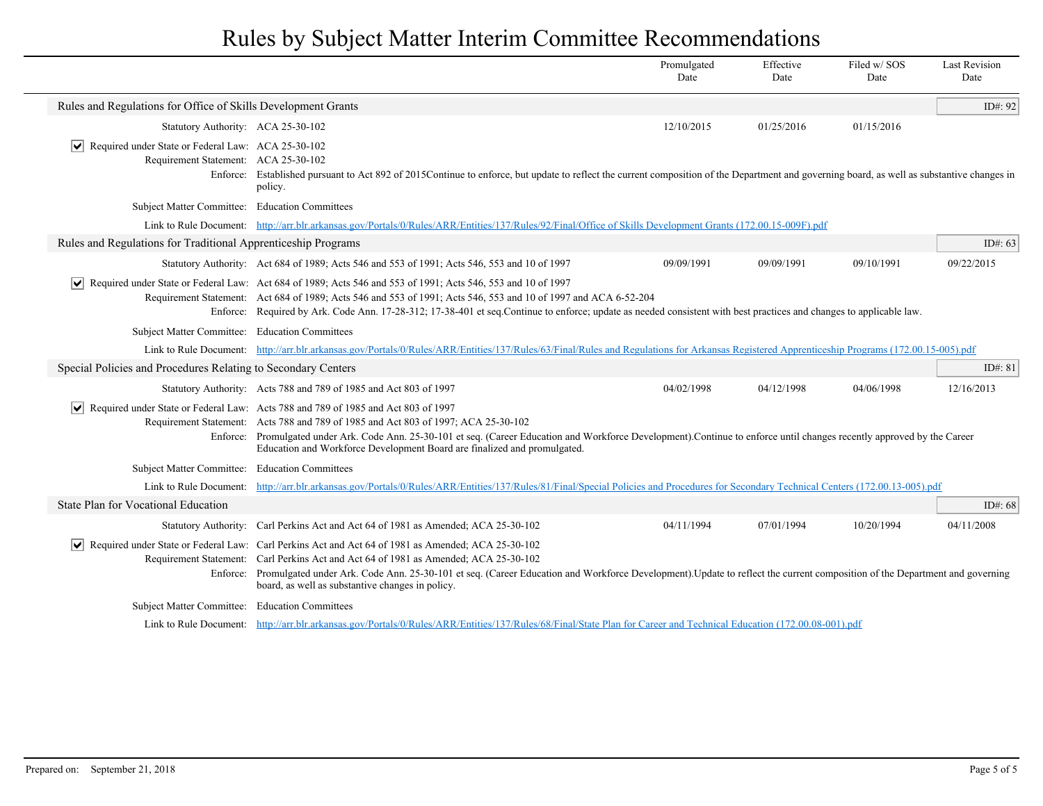# Rules by Subject Matter Interim Committee Recommendations

| | Promulgated Date | Effective Date | Filed w/ SOS Date | Last Revision Date |
|---|---|---|---|---|

## Rules and Regulations for Office of Skills Development Grants

ID#: 92

| | | Promulgated Date | Effective Date | Filed w/ SOS Date | Last Revision Date |
|---|---|---|---|---|---|
| Statutory Authority: | ACA 25-30-102 | 12/10/2015 | 01/25/2016 | 01/15/2016 | |

☑ Required under State or Federal Law: ACA 25-30-102

Requirement Statement: ACA 25-30-102

Enforce: Established pursuant to Act 892 of 2015Continue to enforce, but update to reflect the current composition of the Department and governing board, as well as substantive changes in policy.

Subject Matter Committee: Education Committees

Link to Rule Document: [http://arr.blr.arkansas.gov/Portals/0/Rules/ARR/Entities/137/Rules/92/Final/Office of Skills Development Grants (172.00.15-009F).pdf](http://arr.blr.arkansas.gov/Portals/0/Rules/ARR/Entities/137/Rules/92/Final/Office of Skills Development Grants (172.00.15-009F).pdf)

## Rules and Regulations for Traditional Apprenticeship Programs

ID#: 63

| | | Promulgated Date | Effective Date | Filed w/ SOS Date | Last Revision Date |
|---|---|---|---|---|---|
| Statutory Authority: | Act 684 of 1989; Acts 546 and 553 of 1991; Acts 546, 553 and 10 of 1997 | 09/09/1991 | 09/09/1991 | 09/10/1991 | 09/22/2015 |

☑ Required under State or Federal Law: Act 684 of 1989; Acts 546 and 553 of 1991; Acts 546, 553 and 10 of 1997

Requirement Statement: Act 684 of 1989; Acts 546 and 553 of 1991; Acts 546, 553 and 10 of 1997 and ACA 6-52-204

Enforce: Required by Ark. Code Ann. 17-28-312; 17-38-401 et seq.Continue to enforce; update as needed consistent with best practices and changes to applicable law.

Subject Matter Committee: Education Committees

Link to Rule Document: [http://arr.blr.arkansas.gov/Portals/0/Rules/ARR/Entities/137/Rules/63/Final/Rules and Regulations for Arkansas Registered Apprenticeship Programs (172.00.15-005).pdf](http://arr.blr.arkansas.gov/Portals/0/Rules/ARR/Entities/137/Rules/63/Final/Rules and Regulations for Arkansas Registered Apprenticeship Programs (172.00.15-005).pdf)

## Special Policies and Procedures Relating to Secondary Centers

ID#: 81

| | | Promulgated Date | Effective Date | Filed w/ SOS Date | Last Revision Date |
|---|---|---|---|---|---|
| Statutory Authority: | Acts 788 and 789 of 1985 and Act 803 of 1997 | 04/02/1998 | 04/12/1998 | 04/06/1998 | 12/16/2013 |

☑ Required under State or Federal Law: Acts 788 and 789 of 1985 and Act 803 of 1997

Requirement Statement: Acts 788 and 789 of 1985 and Act 803 of 1997; ACA 25-30-102

Enforce: Promulgated under Ark. Code Ann. 25-30-101 et seq. (Career Education and Workforce Development).Continue to enforce until changes recently approved by the Career Education and Workforce Development Board are finalized and promulgated.

Subject Matter Committee: Education Committees

Link to Rule Document: [http://arr.blr.arkansas.gov/Portals/0/Rules/ARR/Entities/137/Rules/81/Final/Special Policies and Procedures for Secondary Technical Centers (172.00.13-005).pdf](http://arr.blr.arkansas.gov/Portals/0/Rules/ARR/Entities/137/Rules/81/Final/Special Policies and Procedures for Secondary Technical Centers (172.00.13-005).pdf)

## State Plan for Vocational Education

ID#: 68

| | | Promulgated Date | Effective Date | Filed w/ SOS Date | Last Revision Date |
|---|---|---|---|---|---|
| Statutory Authority: | Carl Perkins Act and Act 64 of 1981 as Amended; ACA 25-30-102 | 04/11/1994 | 07/01/1994 | 10/20/1994 | 04/11/2008 |

☑ Required under State or Federal Law: Carl Perkins Act and Act 64 of 1981 as Amended; ACA 25-30-102

Requirement Statement: Carl Perkins Act and Act 64 of 1981 as Amended; ACA 25-30-102

Enforce: Promulgated under Ark. Code Ann. 25-30-101 et seq. (Career Education and Workforce Development).Update to reflect the current composition of the Department and governing board, as well as substantive changes in policy.

Subject Matter Committee: Education Committees

Link to Rule Document: [http://arr.blr.arkansas.gov/Portals/0/Rules/ARR/Entities/137/Rules/68/Final/State Plan for Career and Technical Education (172.00.08-001).pdf](http://arr.blr.arkansas.gov/Portals/0/Rules/ARR/Entities/137/Rules/68/Final/State Plan for Career and Technical Education (172.00.08-001).pdf)

Prepared on: September 21, 2018